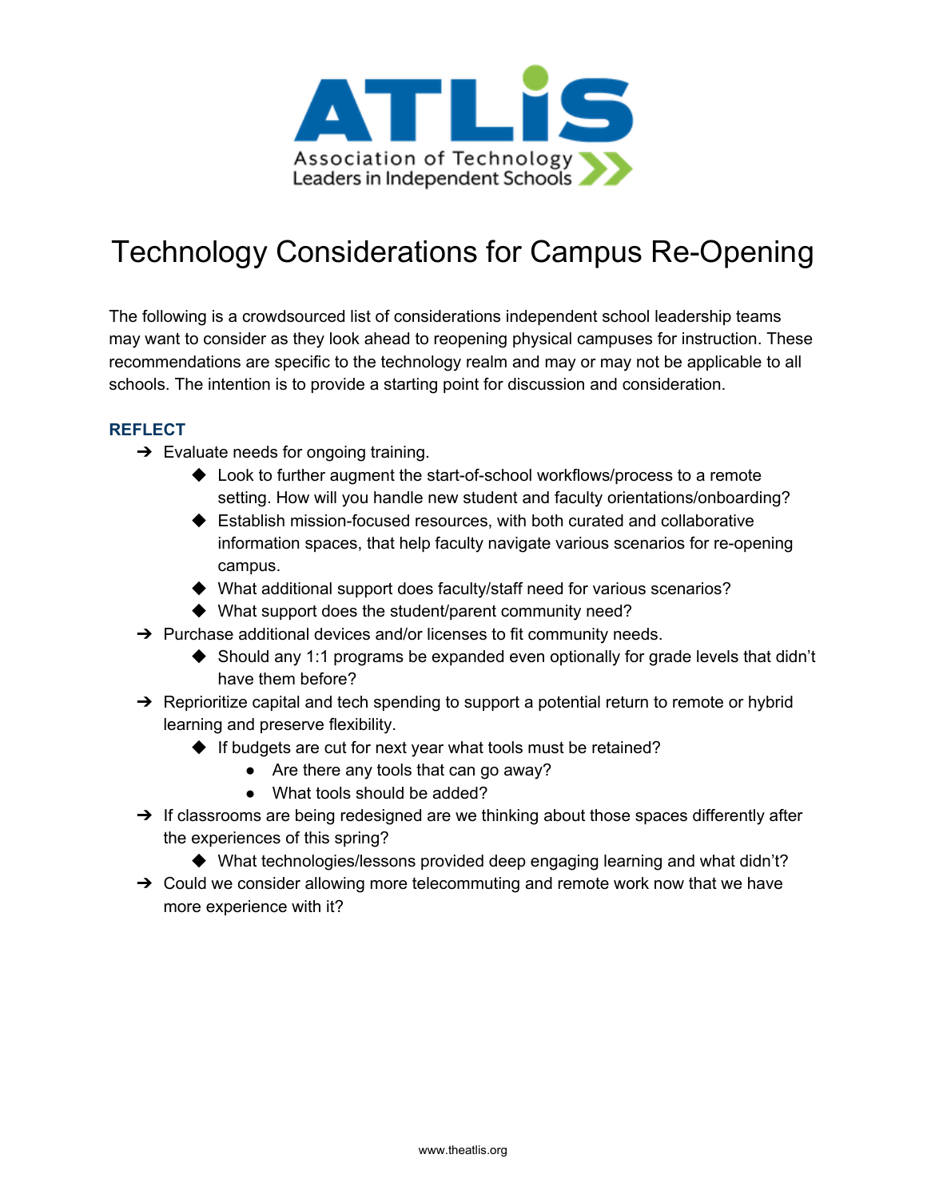# Technology Considerations for Campus Re-Opening

The following is a crowdsourced list of considerations independent school leadership teams may want to consider as they look ahead to reopening physical campuses for instruction. These recommendations are specific to the technology realm and may or may not be applicable to all schools. The intention is to provide a starting point for discussion and consideration.

## REFLECT

- Evaluate needs for ongoing training.
  - Look to further augment the start-of-school workflows/process to a remote setting. How will you handle new student and faculty orientations/onboarding?
  - Establish mission-focused resources, with both curated and collaborative information spaces, that help faculty navigate various scenarios for re-opening campus.
  - What additional support does faculty/staff need for various scenarios?
  - What support does the student/parent community need?
- Purchase additional devices and/or licenses to fit community needs.
  - Should any 1:1 programs be expanded even optionally for grade levels that didn't have them before?
- Reprioritize capital and tech spending to support a potential return to remote or hybrid learning and preserve flexibility.
  - If budgets are cut for next year what tools must be retained?
    - Are there any tools that can go away?
    - What tools should be added?
- If classrooms are being redesigned are we thinking about those spaces differently after the experiences of this spring?
  - What technologies/lessons provided deep engaging learning and what didn't?
- Could we consider allowing more telecommuting and remote work now that we have more experience with it?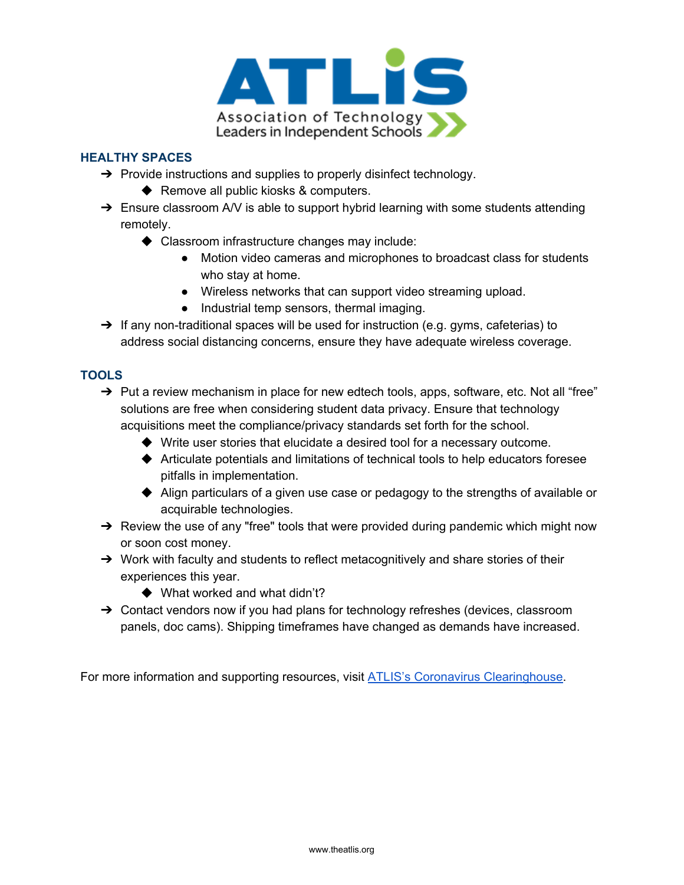## HEALTHY SPACES

- Provide instructions and supplies to properly disinfect technology.
  - Remove all public kiosks & computers.
- Ensure classroom A/V is able to support hybrid learning with some students attending remotely.
  - Classroom infrastructure changes may include:
    - Motion video cameras and microphones to broadcast class for students who stay at home.
    - Wireless networks that can support video streaming upload.
    - Industrial temp sensors, thermal imaging.
- If any non-traditional spaces will be used for instruction (e.g. gyms, cafeterias) to address social distancing concerns, ensure they have adequate wireless coverage.

## TOOLS

- Put a review mechanism in place for new edtech tools, apps, software, etc. Not all "free" solutions are free when considering student data privacy. Ensure that technology acquisitions meet the compliance/privacy standards set forth for the school.
  - Write user stories that elucidate a desired tool for a necessary outcome.
  - Articulate potentials and limitations of technical tools to help educators foresee pitfalls in implementation.
  - Align particulars of a given use case or pedagogy to the strengths of available or acquirable technologies.
- Review the use of any "free" tools that were provided during pandemic which might now or soon cost money.
- Work with faculty and students to reflect metacognitively and share stories of their experiences this year.
  - What worked and what didn't?
- Contact vendors now if you had plans for technology refreshes (devices, classroom panels, doc cams). Shipping timeframes have changed as demands have increased.

For more information and supporting resources, visit ATLIS's Coronavirus Clearinghouse.